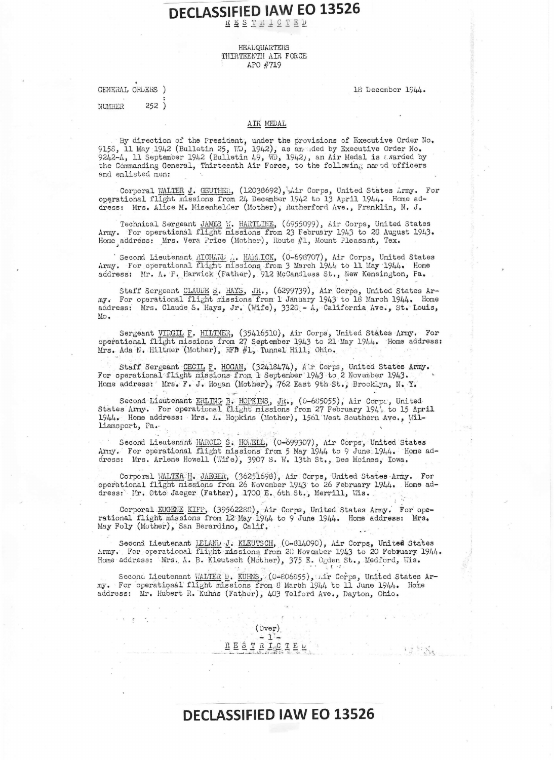DECLASSIFIED IAW EO 13526

RESTRICTED

HEADQUARTERS
THIRTEENTH AIR FORCE
APO #719

GENERAL ORDERS )
:
NUMBER 252 )

18 December 1944.

AIR MEDAL

By direction of the President, under the provisions of Executive Order No. 9158, 11 May 1942 (Bulletin 25, WD, 1942), as amended by Executive Order No. 9242-A, 11 September 1942 (Bulletin 49, WD, 1942), an Air Medal is awarded by the Commanding General, Thirteenth Air Force, to the following named officers and enlisted men:

Corporal WALTER J. GEUTHER, (12038692), Air Corps, United States Army. For operational flight missions from 24 December 1942 to 13 April 1944. Home address: Mrs. Alice M. Misenhelder (Mother), Rutherford Ave., Franklin, N. J.

Technical Sergeant JAMES W. HARTLINE, (6955099), Air Corps, United States Army. For operational flight missions from 23 February 1943 to 28 August 1943. Home address: Mrs. Vera Price (Mother), Route #1, Mount Pleasant, Tex.

Second Lieutenant RICHARD A. HARWICK, (O-698707), Air Corps, United States Army. For operational flight missions from 3 March 1944 to 11 May 1944. Home address: Mr. A. F. Harwick (Father), 912 McCandless St., New Kensington, Pa.

Staff Sergeant CLAUDE S. HAYS, JR., (6299739), Air Corps, United States Army. For operational flight missions from 1 January 1943 to 18 March 1944. Home address: Mrs. Claude S. Hays, Jr. (Wife), 3328 - A, California Ave., St. Louis, Mo.

Sergeant VIRGIL F. HILTNER, (35416510), Air Corps, United States Army. For operational flight missions from 27 September 1943 to 21 May 1944. Home address: Mrs. Ada N. Hiltner (Mother), RFD #1, Tunnel Hill, Ohio.

Staff Sergeant CECIL F. HOGAN, (32418474), Air Corps, United States Army. For operational flight missions from 1 September 1943 to 2 November 1943. Home address: Mrs. F. J. Hogan (Mother), 762 East 9th St., Brooklyn, N. Y.

Second Lieutenant ERLING B. HOPKINS, JR., (O-685055), Air Corps, United States Army. For operational flight missions from 27 February 1944 to 15 April 1944. Home address: Mrs. A. Hopkins (Mother), 1561 West Southern Ave., Williamsport, Pa.

Second Lieutenant HAROLD S. HOWELL, (O-699307), Air Corps, United States Army. For operational flight missions from 5 May 1944 to 9 June 1944. Home address: Mrs. Arlene Howell (Wife), 3907 S. W. 13th St., Des Moines, Iowa.

Corporal WALTER H. JAEGER, (36251698), Air Corps, United States Army. For operational flight missions from 26 November 1943 to 26 February 1944. Home address: Mr. Otto Jaeger (Father), 1700 E. 6th St., Merrill, Wis.

Corporal EUGENE KIPP, (39562288), Air Corps, United States Army. For operational flight missions from 12 May 1944 to 9 June 1944. Home address: Mrs. May Foly (Mother), San Berardino, Calif.

Second Lieutenant LELAND J. KLEUTSCH, (O-814090), Air Corps, United States Army. For operational flight missions from 28 November 1943 to 20 February 1944. Home address: Mrs. A. B. Kleutsch (Mother), 375 E. Ogden St., Medford, Wis.

Second Lieutenant WALTER D. KUHNS, (O-806655), Air Corps, United States Army. For operational flight missions from 8 March 1944 to 11 June 1944. Home address: Mr. Hubert R. Kuhns (Father), 403 Telford Ave., Dayton, Ohio.

(Over)

RESTRICTED

DECLASSIFIED IAW EO 13526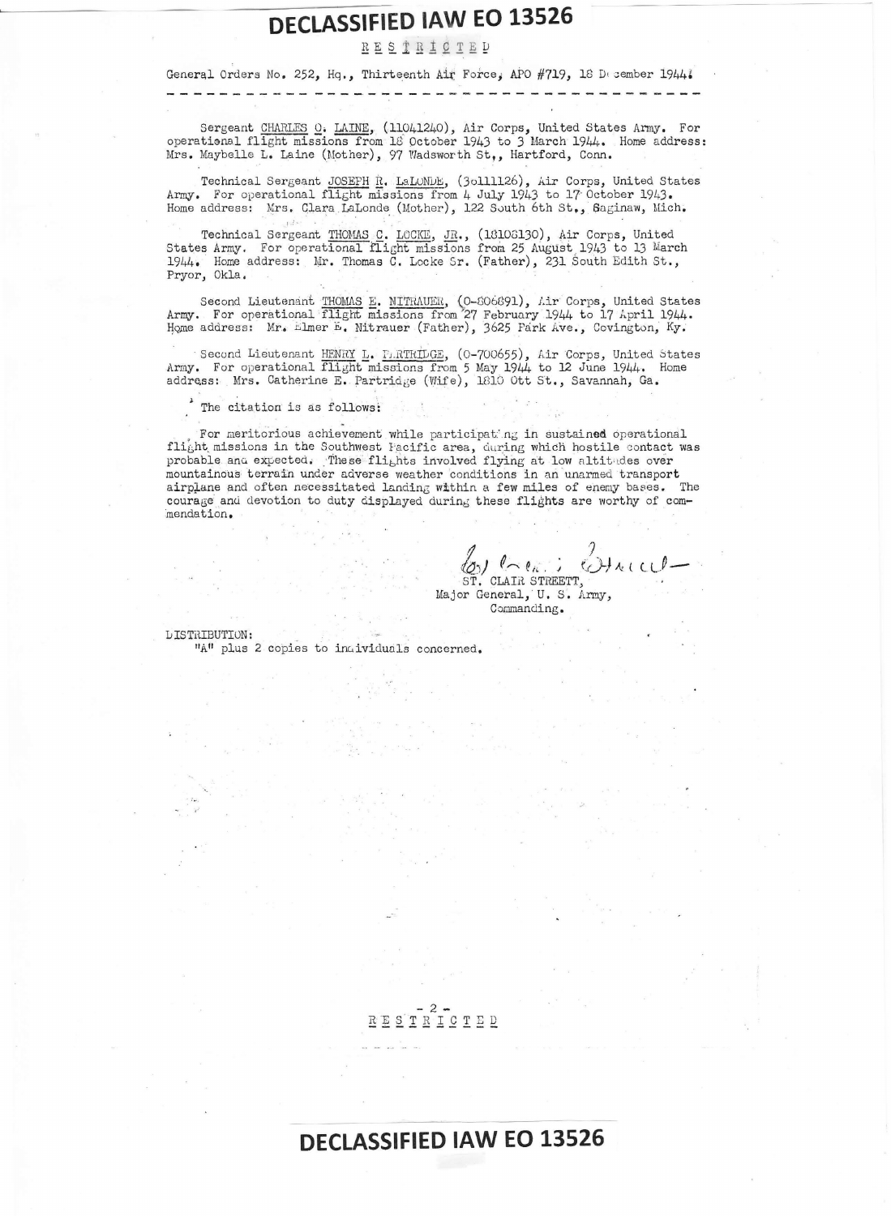DECLASSIFIED IAW EO 13526

RESTRICTED

General Orders No. 252, Hq., Thirteenth Air Force, APO #719, 18 December 1944.

---

Sergeant CHARLES O. LAINE, (11041240), Air Corps, United States Army. For operational flight missions from 18 October 1943 to 3 March 1944. Home address: Mrs. Maybelle L. Laine (Mother), 97 Wadsworth St., Hartford, Conn.

Technical Sergeant JOSEPH R. LaLONDE, (36111126), Air Corps, United States Army. For operational flight missions from 4 July 1943 to 17 October 1943. Home address: Mrs. Clara LaLonde (Mother), 122 South 6th St., Saginaw, Mich.

Technical Sergeant THOMAS C. LOCKE, JR., (18108130), Air Corps, United States Army. For operational flight missions from 25 August 1943 to 13 March 1944. Home address: Mr. Thomas C. Locke Sr. (Father), 231 South Edith St., Pryor, Okla.

Second Lieutenant THOMAS E. NITRAUER, (O-806891), Air Corps, United States Army. For operational flight missions from 27 February 1944 to 17 April 1944. Home address: Mr. Elmer E. Nitrauer (Father), 3625 Park Ave., Covington, Ky.

Second Lieutenant HENRY L. PARTRIDGE, (O-700655), Air Corps, United States Army. For operational flight missions from 5 May 1944 to 12 June 1944. Home address: Mrs. Catherine E. Partridge (Wife), 1810 Ott St., Savannah, Ga.

The citation is as follows:

For meritorious achievement while participating in sustained operational flight missions in the Southwest Pacific area, during which hostile contact was probable and expected. These flights involved flying at low altitudes over mountainous terrain under adverse weather conditions in an unarmed transport airplane and often necessitated landing within a few miles of enemy bases. The courage and devotion to duty displayed during these flights are worthy of commendation.

ST. CLAIR STREETT,
Major General, U. S. Army,
Commanding.

DISTRIBUTION:
"A" plus 2 copies to individuals concerned.

RESTRICTED

DECLASSIFIED IAW EO 13526